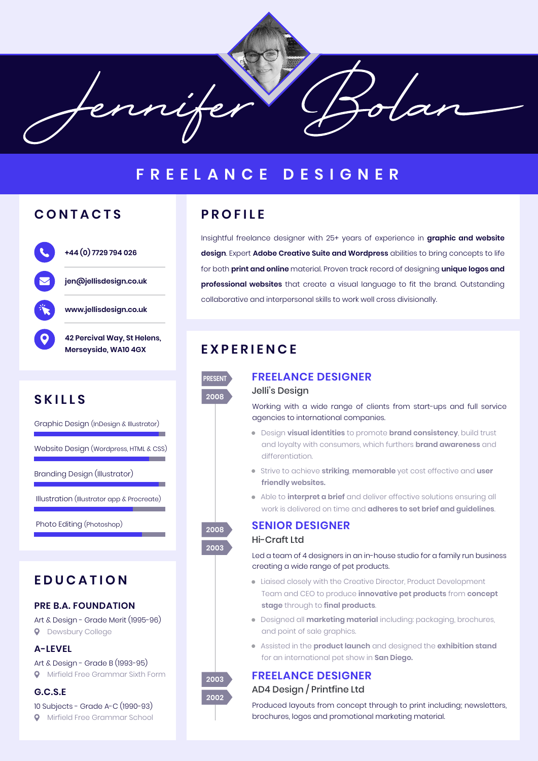# Jennifer Bolan

## FREELANCE DESIGNER

## CONTACTS

+44 (0) 7729 794 026

jen@jellisdesign.co.uk

www.jellisdesign.co.uk

42 Percival Way, St Helens, Merseyside, WA10 4GX

## SKILLS

- Graphic Design (InDesign & Illustrator)
- Website Design (Wordpress, HTML & CSS)
- Branding Design (Illustrator)
- Illustration (Illustrator app & Procreate)
- Photo Editing (Photoshop)

## EDUCATION

### PRE B.A. FOUNDATION

Art & Design - Grade Merit (1995-96)
Dewsbury College

### A-LEVEL

Art & Design - Grade B (1993-95)
Mirfield Free Grammar Sixth Form

### G.C.S.E

10 Subjects - Grade A-C (1990-93)
Mirfield Free Grammar School

## PROFILE

Insightful freelance designer with 25+ years of experience in **graphic and website design**. Expert **Adobe Creative Suite and Wordpress** abilities to bring concepts to life for both **print and online** material. Proven track record of designing **unique logos and professional websites** that create a visual language to fit the brand. Outstanding collaborative and interpersonal skills to work well cross divisionally.

## EXPERIENCE

### FREELANCE DESIGNER
PRESENT – 2008

Jelli's Design

Working with a wide range of clients from start-ups and full service agencies to international companies.

- Design **visual identities** to promote **brand consistency**, build trust and loyalty with consumers, which furthers **brand awareness** and differentiation.
- Strive to achieve **striking**, **memorable** yet cost effective and **user friendly websites.**
- Able to **interpret a brief** and deliver effective solutions ensuring all work is delivered on time and **adheres to set brief and guidelines**.

### SENIOR DESIGNER
2008 – 2003

Hi-Craft Ltd

Led a team of 4 designers in an in-house studio for a family run business creating a wide range of pet products.

- Liaised closely with the Creative Director, Product Development Team and CEO to produce **innovative pet products** from **concept stage** through to **final products**.
- Designed all **marketing material** including: packaging, brochures, and point of sale graphics.
- Assisted in the **product launch** and designed the **exhibition stand** for an international pet show in **San Diego.**

### FREELANCE DESIGNER
2003 – 2002

AD4 Design / Printfine Ltd

Produced layouts from concept through to print including; newsletters, brochures, logos and promotional marketing material.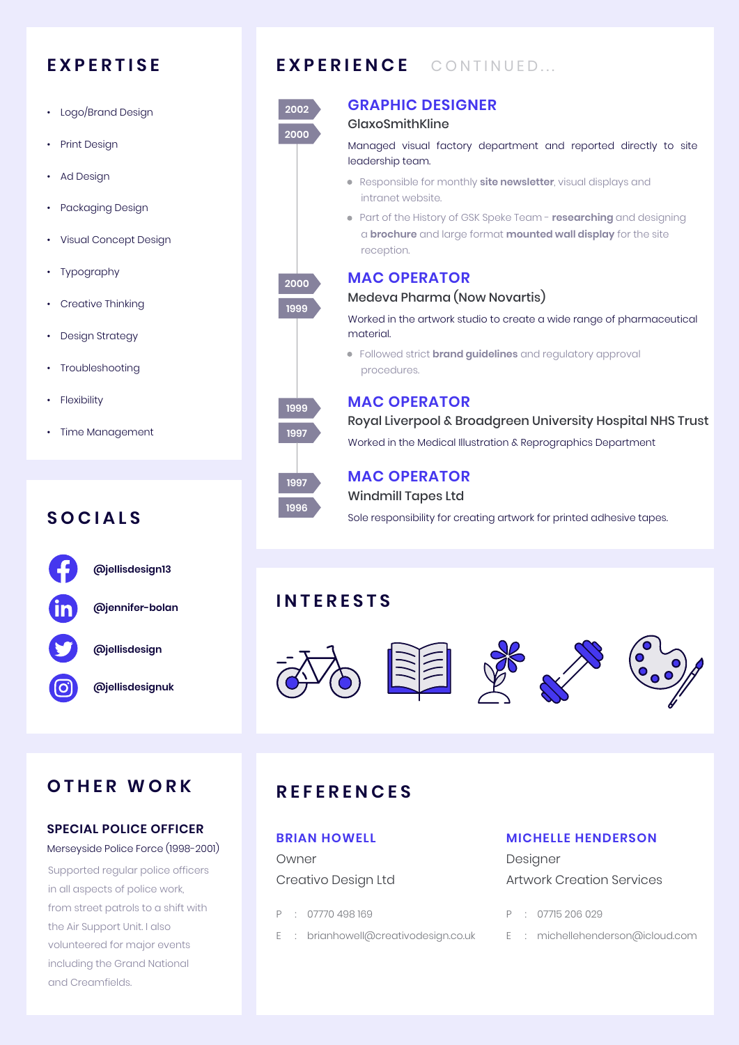## EXPERTISE

- Logo/Brand Design
- Print Design
- Ad Design
- Packaging Design
- Visual Concept Design
- Typography
- Creative Thinking
- Design Strategy
- Troubleshooting
- Flexibility
- Time Management

## SOCIALS

- @jellisdesign13
- @jennifer-bolan
- @jellisdesign
- @jellisdesignuk

## OTHER WORK

### SPECIAL POLICE OFFICER

Merseyside Police Force (1998-2001)

Supported regular police officers in all aspects of police work, from street patrols to a shift with the Air Support Unit. I also volunteered for major events including the Grand National and Creamfields.

## EXPERIENCE CONTINUED...

2002
2000

### GRAPHIC DESIGNER

GlaxoSmithKline

Managed visual factory department and reported directly to site leadership team.

- Responsible for monthly **site newsletter**, visual displays and intranet website.
- Part of the History of GSK Speke Team - **researching** and designing a **brochure** and large format **mounted wall display** for the site reception.

2000
1999

### MAC OPERATOR

Medeva Pharma (Now Novartis)

Worked in the artwork studio to create a wide range of pharmaceutical material.

- Followed strict **brand guidelines** and regulatory approval procedures.

1999
1997

### MAC OPERATOR

Royal Liverpool & Broadgreen University Hospital NHS Trust

Worked in the Medical Illustration & Reprographics Department

1997
1996

### MAC OPERATOR

Windmill Tapes Ltd

Sole responsibility for creating artwork for printed adhesive tapes.

## INTERESTS

## REFERENCES

**BRIAN HOWELL**
Owner
Creativo Design Ltd

P : 07770 498 169
E : brianhowell@creativodesign.co.uk

**MICHELLE HENDERSON**
Designer
Artwork Creation Services

P : 07715 206 029
E : michellehenderson@icloud.com